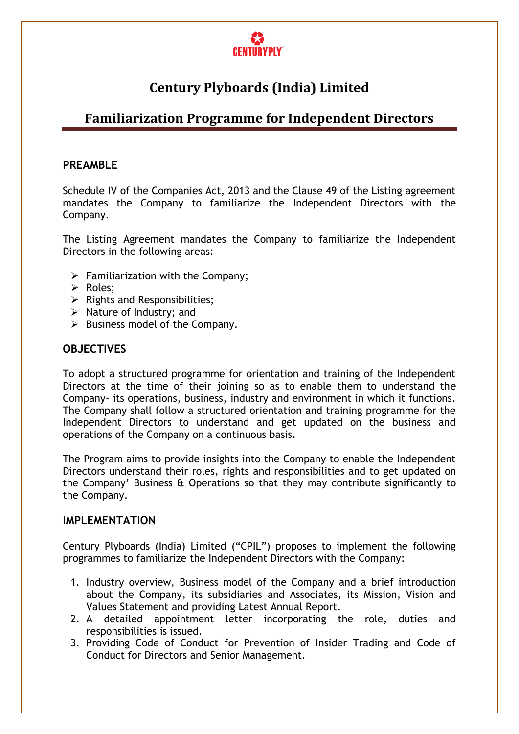# Century Plyboards (India) Limited

## Familiarization Programme for Independent Directors

### PREAMBLE

Schedule IV of the Companies Act, 2013 and the Clause 49 of the Listing agreement mandates the Company to familiarize the Independent Directors with the Company.

The Listing Agreement mandates the Company to familiarize the Independent Directors in the following areas:

- Familiarization with the Company;
- Roles;
- Rights and Responsibilities;
- Nature of Industry; and
- Business model of the Company.

### OBJECTIVES

To adopt a structured programme for orientation and training of the Independent Directors at the time of their joining so as to enable them to understand the Company- its operations, business, industry and environment in which it functions. The Company shall follow a structured orientation and training programme for the Independent Directors to understand and get updated on the business and operations of the Company on a continuous basis.

The Program aims to provide insights into the Company to enable the Independent Directors understand their roles, rights and responsibilities and to get updated on the Company' Business & Operations so that they may contribute significantly to the Company.

### IMPLEMENTATION

Century Plyboards (India) Limited ("CPIL") proposes to implement the following programmes to familiarize the Independent Directors with the Company:

1. Industry overview, Business model of the Company and a brief introduction about the Company, its subsidiaries and Associates, its Mission, Vision and Values Statement and providing Latest Annual Report.
2. A detailed appointment letter incorporating the role, duties and responsibilities is issued.
3. Providing Code of Conduct for Prevention of Insider Trading and Code of Conduct for Directors and Senior Management.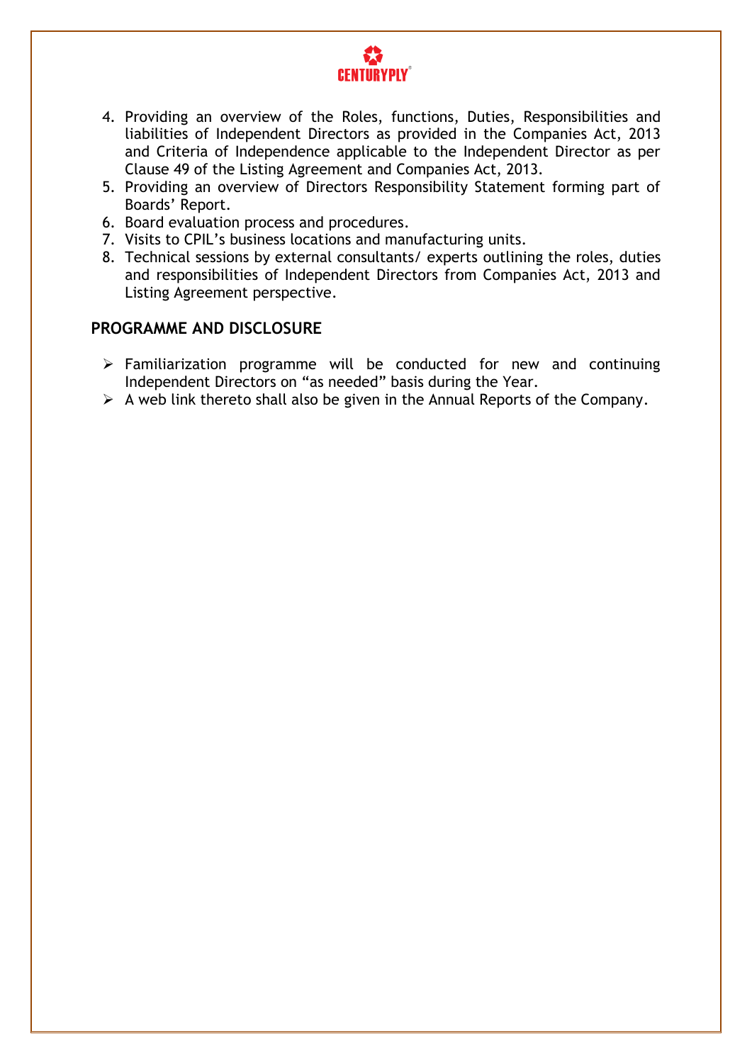4. Providing an overview of the Roles, functions, Duties, Responsibilities and liabilities of Independent Directors as provided in the Companies Act, 2013 and Criteria of Independence applicable to the Independent Director as per Clause 49 of the Listing Agreement and Companies Act, 2013.
5. Providing an overview of Directors Responsibility Statement forming part of Boards' Report.
6. Board evaluation process and procedures.
7. Visits to CPIL's business locations and manufacturing units.
8. Technical sessions by external consultants/ experts outlining the roles, duties and responsibilities of Independent Directors from Companies Act, 2013 and Listing Agreement perspective.

## PROGRAMME AND DISCLOSURE

- Familiarization programme will be conducted for new and continuing Independent Directors on "as needed" basis during the Year.
- A web link thereto shall also be given in the Annual Reports of the Company.